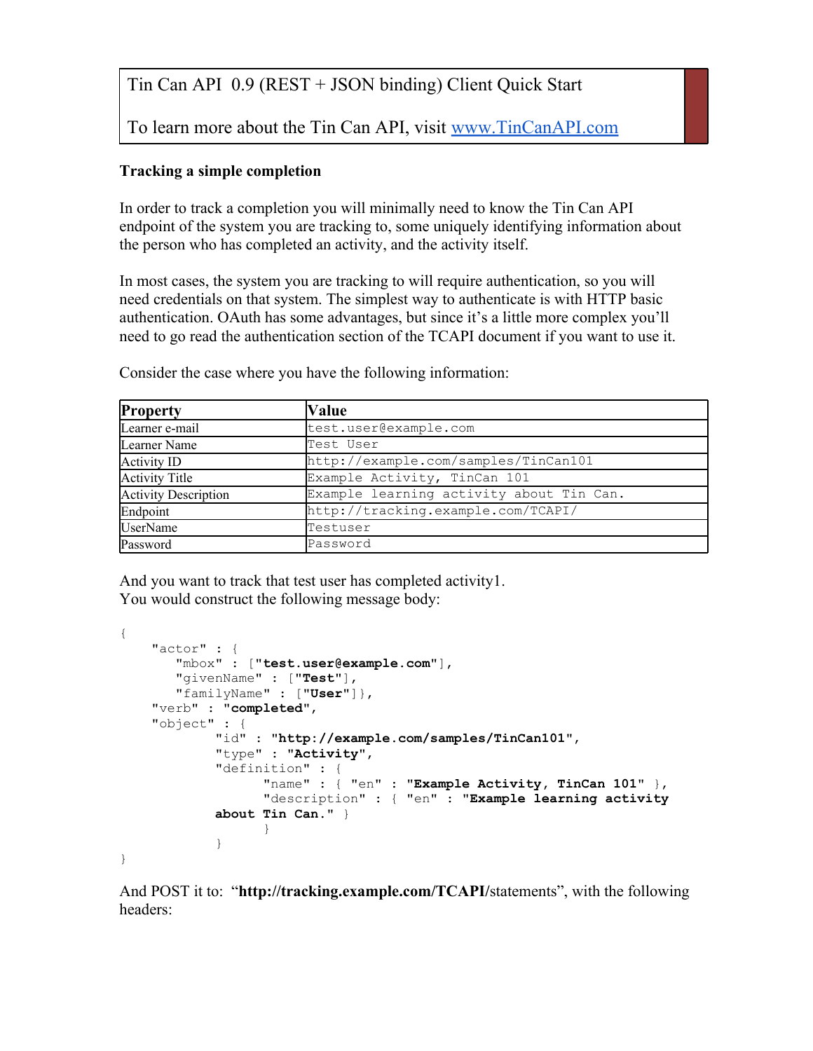# Tin Can API 0.9 (REST + JSON binding) Client Quick Start

To learn more about the Tin Can API, visit [www.TinCanAPI.com](http://www.TinCanAPI.com)

**Tracking a simple completion**

In order to track a completion you will minimally need to know the Tin Can API endpoint of the system you are tracking to, some uniquely identifying information about the person who has completed an activity, and the activity itself.

In most cases, the system you are tracking to will require authentication, so you will need credentials on that system. The simplest way to authenticate is with HTTP basic authentication. OAuth has some advantages, but since it's a little more complex you'll need to go read the authentication section of the TCAPI document if you want to use it.

Consider the case where you have the following information:

| Property | Value |
| --- | --- |
| Learner e-mail | `test.user@example.com` |
| Learner Name | `Test User` |
| Activity ID | `http://example.com/samples/TinCan101` |
| Activity Title | `Example Activity, TinCan 101` |
| Activity Description | `Example learning activity about Tin Can.` |
| Endpoint | `http://tracking.example.com/TCAPI/` |
| UserName | `Testuser` |
| Password | `Password` |

And you want to track that test user has completed activity1.
You would construct the following message body:

```
{
    "actor" : {
       "mbox" : ["test.user@example.com"],
       "givenName" : ["Test"],
       "familyName" : ["User"]},
    "verb" : "completed",
    "object" : {
            "id" : "http://example.com/samples/TinCan101",
            "type" : "Activity",
            "definition" : {
                  "name" : { "en" : "Example Activity, TinCan 101" },
                  "description" : { "en" : "Example learning activity
            about Tin Can." }
                  }
            }
}
```

And POST it to: "**http://tracking.example.com/TCAPI/**statements", with the following headers: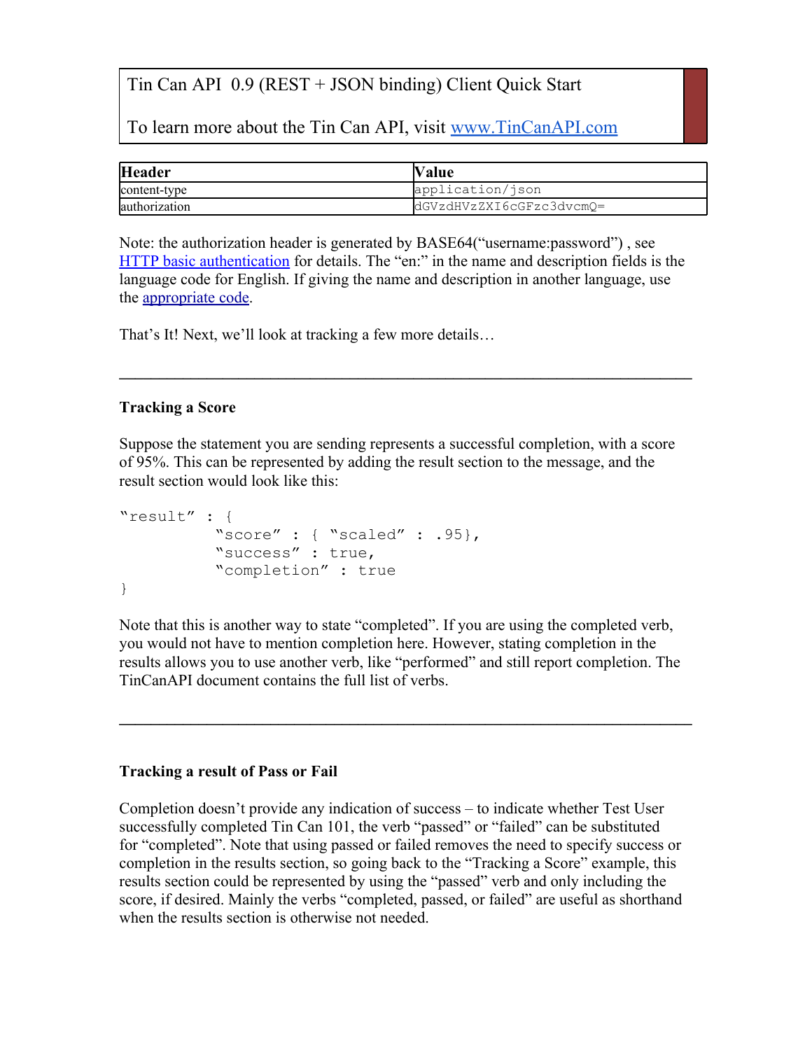Tin Can API 0.9 (REST + JSON binding) Client Quick Start

To learn more about the Tin Can API, visit [www.TinCanAPI.com](http://www.TinCanAPI.com)

| Header | Value |
| --- | --- |
| content-type | application/json |
| authorization | dGVzdHVzZXI6cGFzc3dvcmQ= |

Note: the authorization header is generated by BASE64(“username:password”) , see HTTP basic authentication for details. The “en:” in the name and description fields is the language code for English. If giving the name and description in another language, use the appropriate code.

That’s It! Next, we’ll look at tracking a few more details…

---

**Tracking a Score**

Suppose the statement you are sending represents a successful completion, with a score of 95%. This can be represented by adding the result section to the message, and the result section would look like this:

```
"result" : {
          "score" : { "scaled" : .95},
          "success" : true,
          "completion" : true
}
```

Note that this is another way to state “completed”. If you are using the completed verb, you would not have to mention completion here. However, stating completion in the results allows you to use another verb, like “performed” and still report completion. The TinCanAPI document contains the full list of verbs.

---

**Tracking a result of Pass or Fail**

Completion doesn’t provide any indication of success – to indicate whether Test User successfully completed Tin Can 101, the verb “passed” or “failed” can be substituted for “completed”. Note that using passed or failed removes the need to specify success or completion in the results section, so going back to the “Tracking a Score” example, this results section could be represented by using the “passed” verb and only including the score, if desired. Mainly the verbs “completed, passed, or failed” are useful as shorthand when the results section is otherwise not needed.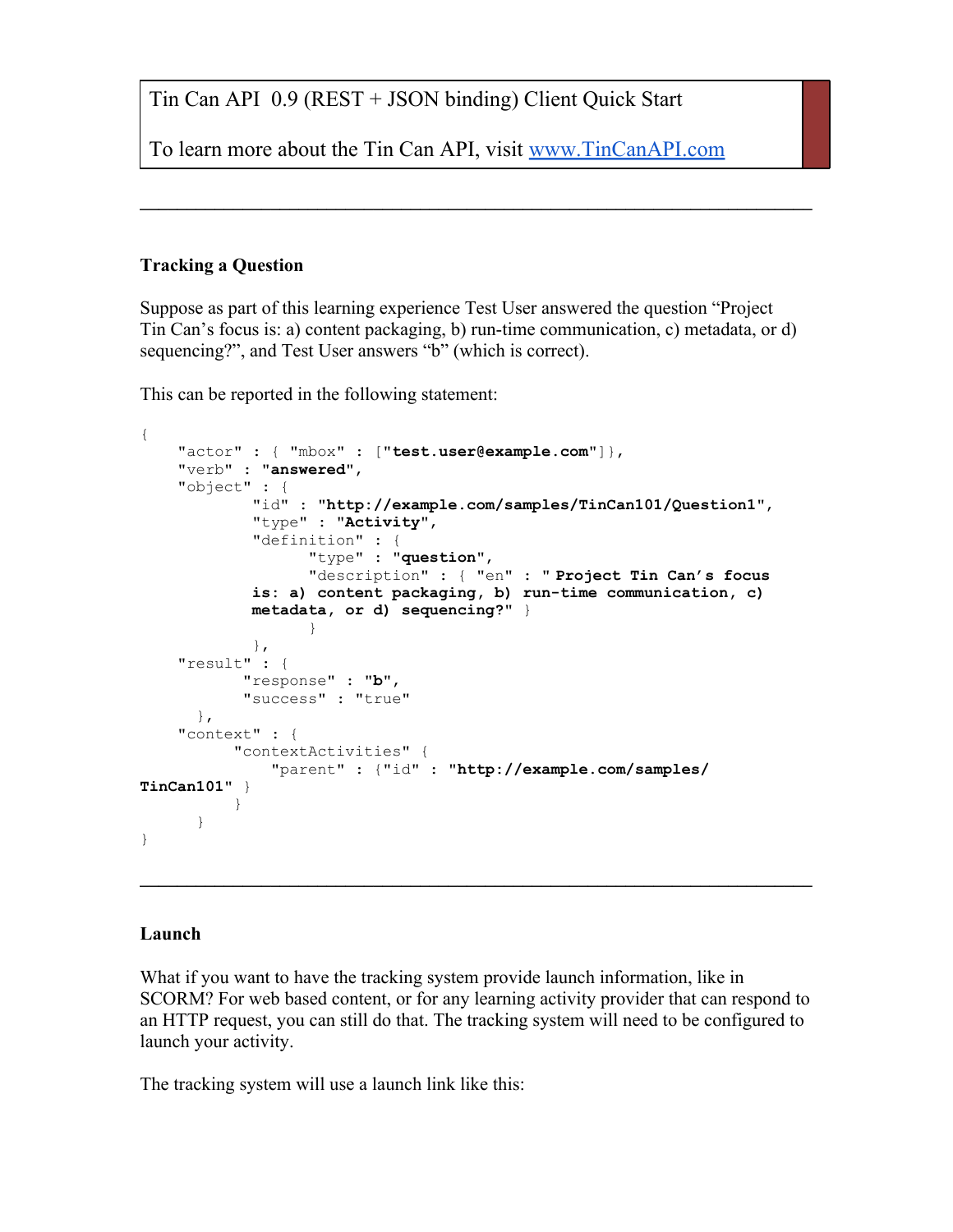Tin Can API 0.9 (REST + JSON binding) Client Quick Start

To learn more about the Tin Can API, visit [www.TinCanAPI.com](http://www.TinCanAPI.com)

---

**Tracking a Question**

Suppose as part of this learning experience Test User answered the question "Project Tin Can's focus is: a) content packaging, b) run-time communication, c) metadata, or d) sequencing?", and Test User answers "b" (which is correct).

This can be reported in the following statement:

```
{
    "actor" : { "mbox" : ["test.user@example.com"]},
    "verb" : "answered",
    "object" : {
            "id" : "http://example.com/samples/TinCan101/Question1",
            "type" : "Activity",
            "definition" : {
                  "type" : "question",
                  "description" : { "en" : " Project Tin Can's focus
            is: a) content packaging, b) run-time communication, c)
            metadata, or d) sequencing?" }
                  }
            },
    "result" : {
           "response" : "b",
           "success" : "true"
      },
    "context" : {
          "contextActivities" {
              "parent" : {"id" : "http://example.com/samples/
TinCan101" }
          }
      }
}
```

---

**Launch**

What if you want to have the tracking system provide launch information, like in SCORM? For web based content, or for any learning activity provider that can respond to an HTTP request, you can still do that. The tracking system will need to be configured to launch your activity.

The tracking system will use a launch link like this: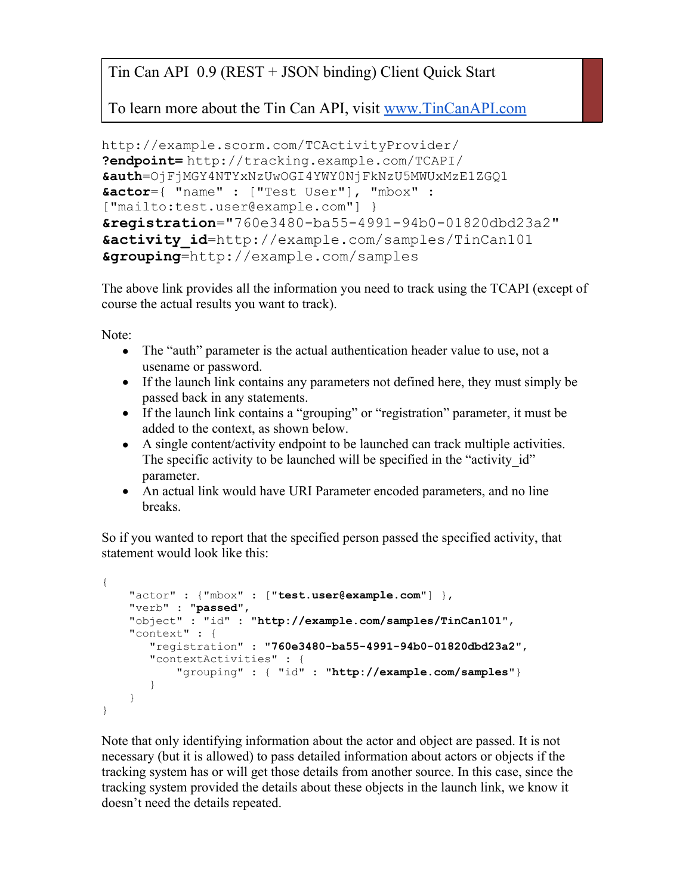Tin Can API 0.9 (REST + JSON binding) Client Quick Start

To learn more about the Tin Can API, visit [www.TinCanAPI.com](http://www.TinCanAPI.com)

```
http://example.scorm.com/TCActivityProvider/
?endpoint= http://tracking.example.com/TCAPI/
&auth=OjFjMGY4NTYxNzUwOGI4YWY0NjFkNzU5MWUxMzE1ZGQ1
&actor={ "name" : ["Test User"], "mbox" :
["mailto:test.user@example.com"] }
&registration="760e3480-ba55-4991-94b0-01820dbd23a2"
&activity_id=http://example.com/samples/TinCan101
&grouping=http://example.com/samples
```

The above link provides all the information you need to track using the TCAPI (except of course the actual results you want to track).

Note:

- The “auth” parameter is the actual authentication header value to use, not a usename or password.
- If the launch link contains any parameters not defined here, they must simply be passed back in any statements.
- If the launch link contains a “grouping” or “registration” parameter, it must be added to the context, as shown below.
- A single content/activity endpoint to be launched can track multiple activities. The specific activity to be launched will be specified in the “activity_id” parameter.
- An actual link would have URI Parameter encoded parameters, and no line breaks.

So if you wanted to report that the specified person passed the specified activity, that statement would look like this:

```
{
    "actor" : {"mbox" : ["test.user@example.com"] },
    "verb" : "passed",
    "object" : "id" : "http://example.com/samples/TinCan101",
    "context" : {
       "registration" : "760e3480-ba55-4991-94b0-01820dbd23a2",
       "contextActivities" : {
           "grouping" : { "id" : "http://example.com/samples"}
       }
    }
}
```

Note that only identifying information about the actor and object are passed. It is not necessary (but it is allowed) to pass detailed information about actors or objects if the tracking system has or will get those details from another source. In this case, since the tracking system provided the details about these objects in the launch link, we know it doesn’t need the details repeated.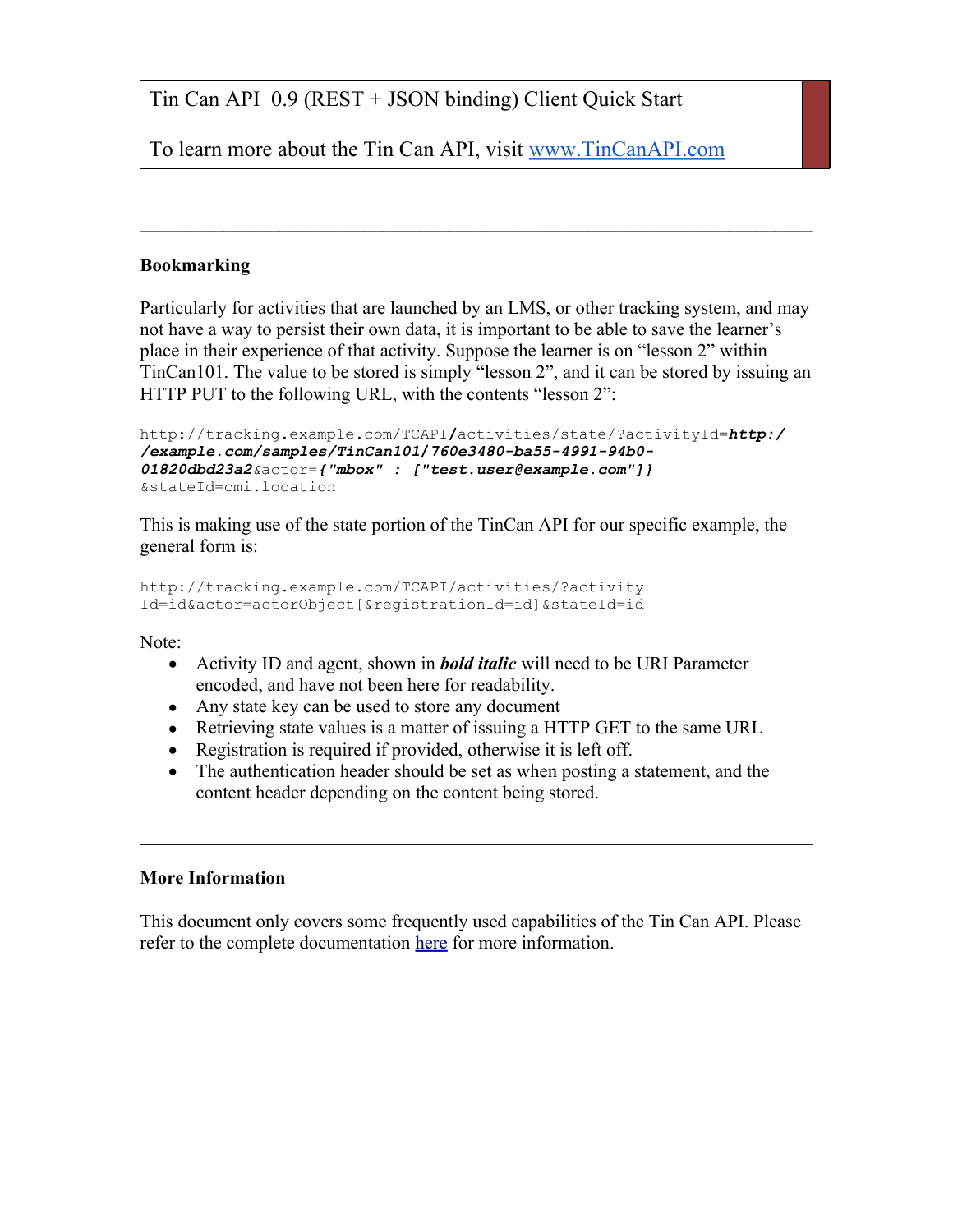Tin Can API 0.9 (REST + JSON binding) Client Quick Start

To learn more about the Tin Can API, visit [www.TinCanAPI.com](http://www.TinCanAPI.com)

---

### Bookmarking

Particularly for activities that are launched by an LMS, or other tracking system, and may not have a way to persist their own data, it is important to be able to save the learner's place in their experience of that activity. Suppose the learner is on "lesson 2" within TinCan101. The value to be stored is simply "lesson 2", and it can be stored by issuing an HTTP PUT to the following URL, with the contents "lesson 2":

```
http://tracking.example.com/TCAPI/activities/state/?activityId=http://example.com/samples/TinCan101/760e3480-ba55-4991-94b0-01820dbd23a2&actor={"mbox" : ["test.user@example.com"]}&stateId=cmi.location
```

This is making use of the state portion of the TinCan API for our specific example, the general form is:

```
http://tracking.example.com/TCAPI/activities/?activityId=id&actor=actorObject[&registrationId=id]&stateId=id
```

Note:

- Activity ID and agent, shown in ***bold italic*** will need to be URI Parameter encoded, and have not been here for readability.
- Any state key can be used to store any document
- Retrieving state values is a matter of issuing a HTTP GET to the same URL
- Registration is required if provided, otherwise it is left off.
- The authentication header should be set as when posting a statement, and the content header depending on the content being stored.

---

### More Information

This document only covers some frequently used capabilities of the Tin Can API. Please refer to the complete documentation here for more information.